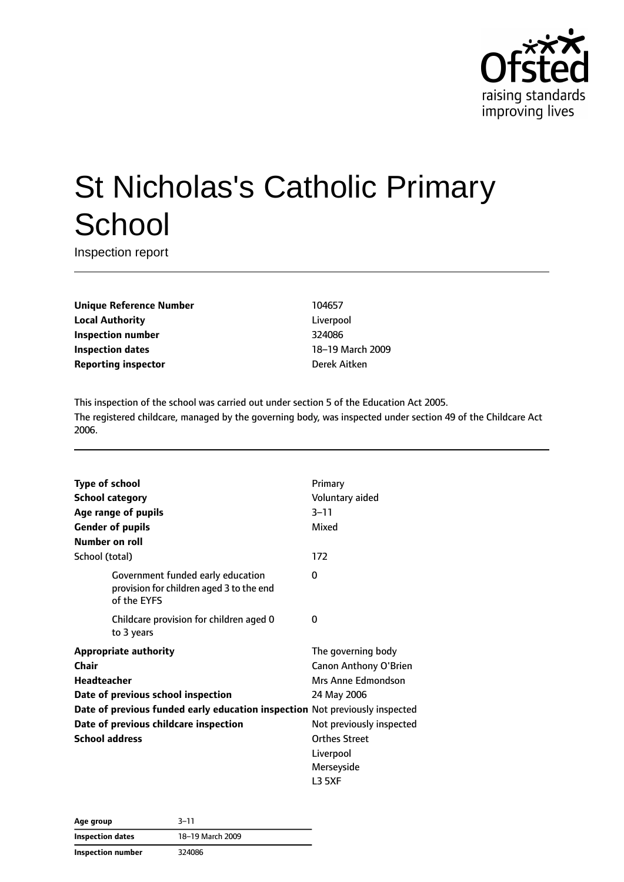Ofsted
raising standards
improving lives

# St Nicholas's Catholic Primary School

Inspection report

| | |
|---|---|
| **Unique Reference Number** | 104657 |
| **Local Authority** | Liverpool |
| **Inspection number** | 324086 |
| **Inspection dates** | 18–19 March 2009 |
| **Reporting inspector** | Derek Aitken |

This inspection of the school was carried out under section 5 of the Education Act 2005.
The registered childcare, managed by the governing body, was inspected under section 49 of the Childcare Act 2006.

| | |
|---|---|
| **Type of school** | Primary |
| **School category** | Voluntary aided |
| **Age range of pupils** | 3–11 |
| **Gender of pupils** | Mixed |
| **Number on roll** | |
| School (total) | 172 |
| Government funded early education provision for children aged 3 to the end of the EYFS | 0 |
| Childcare provision for children aged 0 to 3 years | 0 |
| **Appropriate authority** | The governing body |
| **Chair** | Canon Anthony O'Brien |
| **Headteacher** | Mrs Anne Edmondson |
| **Date of previous school inspection** | 24 May 2006 |
| **Date of previous funded early education inspection** | Not previously inspected |
| **Date of previous childcare inspection** | Not previously inspected |
| **School address** | Orthes Street<br>Liverpool<br>Merseyside<br>L3 5XF |

| | |
|---|---|
| **Age group** | 3–11 |
| **Inspection dates** | 18–19 March 2009 |
| **Inspection number** | 324086 |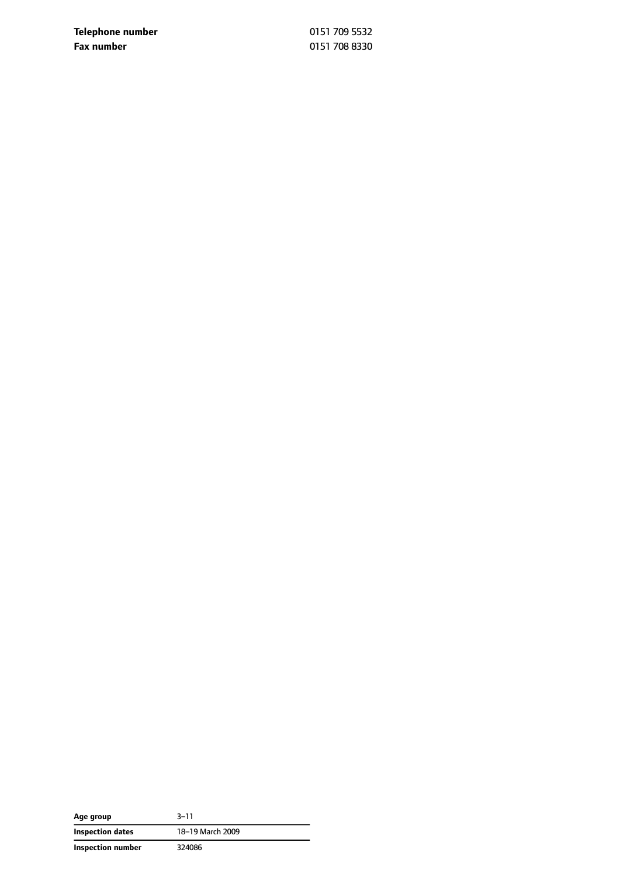| | |
|---|---|
| **Telephone number** | 0151 709 5532 |
| **Fax number** | 0151 708 8330 |

| | |
|---|---|
| **Age group** | 3–11 |
| **Inspection dates** | 18–19 March 2009 |
| **Inspection number** | 324086 |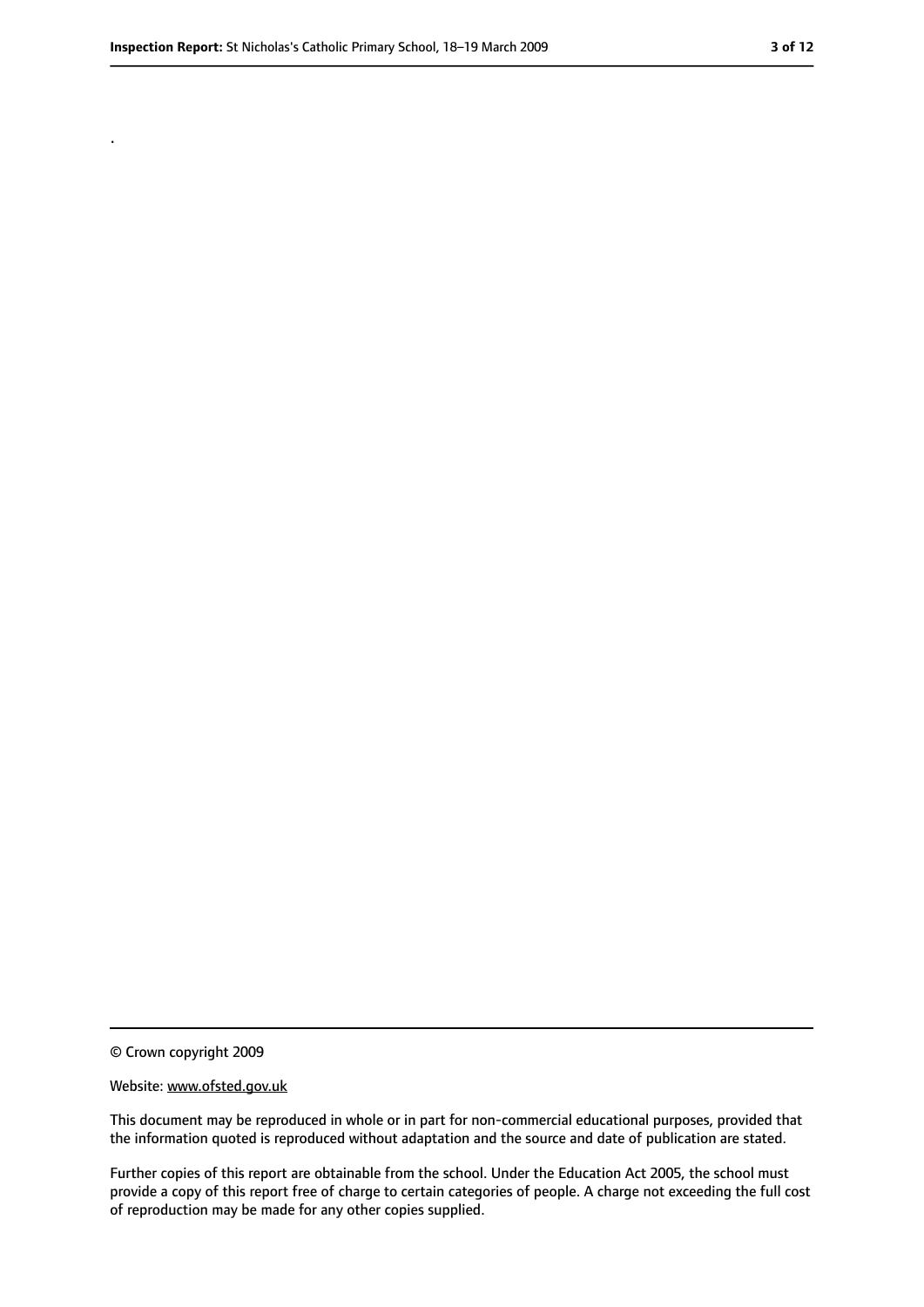.

© Crown copyright 2009

Website: www.ofsted.gov.uk

This document may be reproduced in whole or in part for non-commercial educational purposes, provided that the information quoted is reproduced without adaptation and the source and date of publication are stated.

Further copies of this report are obtainable from the school. Under the Education Act 2005, the school must provide a copy of this report free of charge to certain categories of people. A charge not exceeding the full cost of reproduction may be made for any other copies supplied.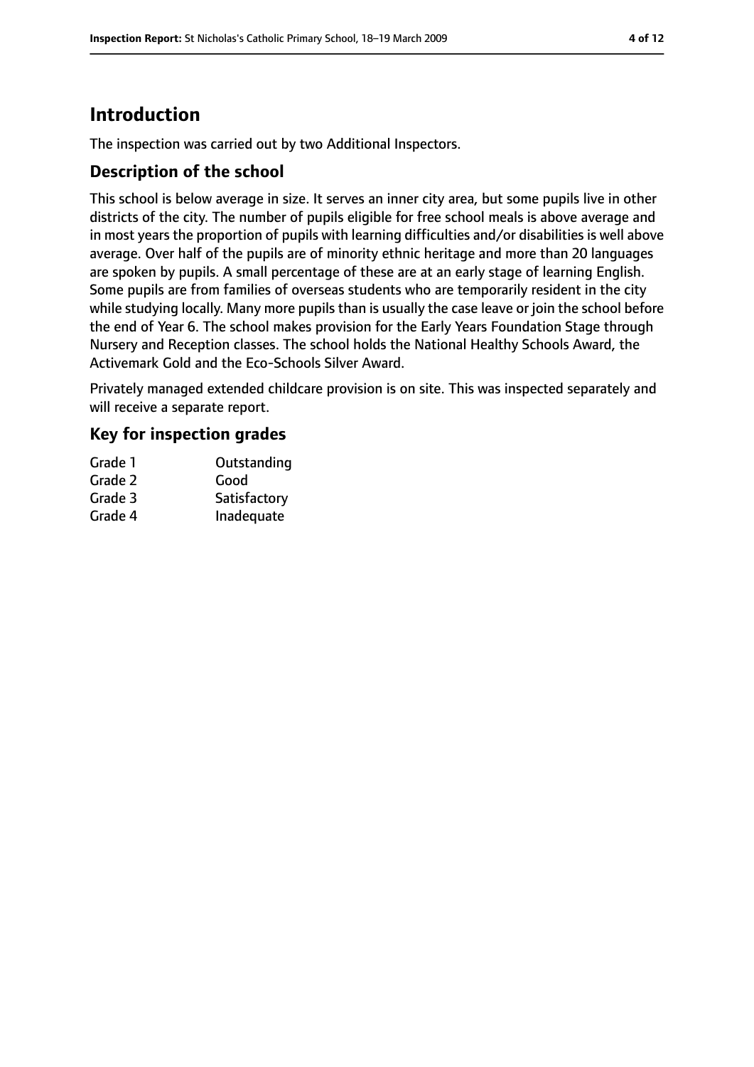# Introduction

The inspection was carried out by two Additional Inspectors.

## Description of the school

This school is below average in size. It serves an inner city area, but some pupils live in other districts of the city. The number of pupils eligible for free school meals is above average and in most years the proportion of pupils with learning difficulties and/or disabilities is well above average. Over half of the pupils are of minority ethnic heritage and more than 20 languages are spoken by pupils. A small percentage of these are at an early stage of learning English. Some pupils are from families of overseas students who are temporarily resident in the city while studying locally. Many more pupils than is usually the case leave or join the school before the end of Year 6. The school makes provision for the Early Years Foundation Stage through Nursery and Reception classes. The school holds the National Healthy Schools Award, the Activemark Gold and the Eco-Schools Silver Award.

Privately managed extended childcare provision is on site. This was inspected separately and will receive a separate report.

## Key for inspection grades

| | |
|---|---|
| Grade 1 | Outstanding |
| Grade 2 | Good |
| Grade 3 | Satisfactory |
| Grade 4 | Inadequate |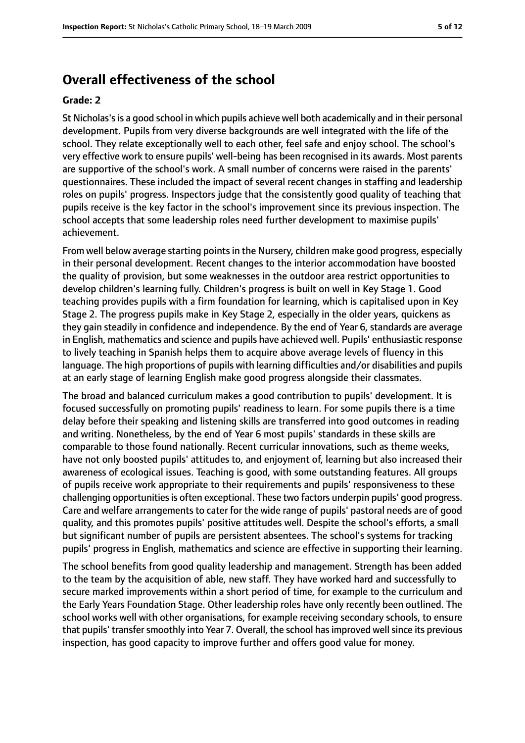## Overall effectiveness of the school

**Grade: 2**

St Nicholas's is a good school in which pupils achieve well both academically and in their personal development. Pupils from very diverse backgrounds are well integrated with the life of the school. They relate exceptionally well to each other, feel safe and enjoy school. The school's very effective work to ensure pupils' well-being has been recognised in its awards. Most parents are supportive of the school's work. A small number of concerns were raised in the parents' questionnaires. These included the impact of several recent changes in staffing and leadership roles on pupils' progress. Inspectors judge that the consistently good quality of teaching that pupils receive is the key factor in the school's improvement since its previous inspection. The school accepts that some leadership roles need further development to maximise pupils' achievement.

From well below average starting points in the Nursery, children make good progress, especially in their personal development. Recent changes to the interior accommodation have boosted the quality of provision, but some weaknesses in the outdoor area restrict opportunities to develop children's learning fully. Children's progress is built on well in Key Stage 1. Good teaching provides pupils with a firm foundation for learning, which is capitalised upon in Key Stage 2. The progress pupils make in Key Stage 2, especially in the older years, quickens as they gain steadily in confidence and independence. By the end of Year 6, standards are average in English, mathematics and science and pupils have achieved well. Pupils' enthusiastic response to lively teaching in Spanish helps them to acquire above average levels of fluency in this language. The high proportions of pupils with learning difficulties and/or disabilities and pupils at an early stage of learning English make good progress alongside their classmates.

The broad and balanced curriculum makes a good contribution to pupils' development. It is focused successfully on promoting pupils' readiness to learn. For some pupils there is a time delay before their speaking and listening skills are transferred into good outcomes in reading and writing. Nonetheless, by the end of Year 6 most pupils' standards in these skills are comparable to those found nationally. Recent curricular innovations, such as theme weeks, have not only boosted pupils' attitudes to, and enjoyment of, learning but also increased their awareness of ecological issues. Teaching is good, with some outstanding features. All groups of pupils receive work appropriate to their requirements and pupils' responsiveness to these challenging opportunities is often exceptional. These two factors underpin pupils' good progress. Care and welfare arrangements to cater for the wide range of pupils' pastoral needs are of good quality, and this promotes pupils' positive attitudes well. Despite the school's efforts, a small but significant number of pupils are persistent absentees. The school's systems for tracking pupils' progress in English, mathematics and science are effective in supporting their learning.

The school benefits from good quality leadership and management. Strength has been added to the team by the acquisition of able, new staff. They have worked hard and successfully to secure marked improvements within a short period of time, for example to the curriculum and the Early Years Foundation Stage. Other leadership roles have only recently been outlined. The school works well with other organisations, for example receiving secondary schools, to ensure that pupils' transfer smoothly into Year 7. Overall, the school has improved well since its previous inspection, has good capacity to improve further and offers good value for money.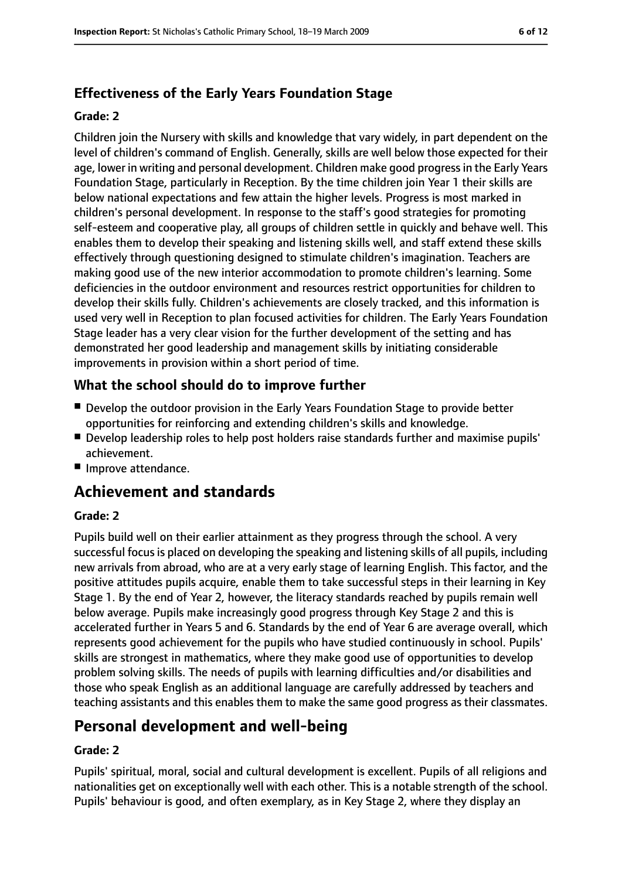### Effectiveness of the Early Years Foundation Stage

#### Grade: 2

Children join the Nursery with skills and knowledge that vary widely, in part dependent on the level of children's command of English. Generally, skills are well below those expected for their age, lower in writing and personal development. Children make good progress in the Early Years Foundation Stage, particularly in Reception. By the time children join Year 1 their skills are below national expectations and few attain the higher levels. Progress is most marked in children's personal development. In response to the staff's good strategies for promoting self-esteem and cooperative play, all groups of children settle in quickly and behave well. This enables them to develop their speaking and listening skills well, and staff extend these skills effectively through questioning designed to stimulate children's imagination. Teachers are making good use of the new interior accommodation to promote children's learning. Some deficiencies in the outdoor environment and resources restrict opportunities for children to develop their skills fully. Children's achievements are closely tracked, and this information is used very well in Reception to plan focused activities for children. The Early Years Foundation Stage leader has a very clear vision for the further development of the setting and has demonstrated her good leadership and management skills by initiating considerable improvements in provision within a short period of time.

### What the school should do to improve further

- Develop the outdoor provision in the Early Years Foundation Stage to provide better opportunities for reinforcing and extending children's skills and knowledge.
- Develop leadership roles to help post holders raise standards further and maximise pupils' achievement.
- Improve attendance.

## Achievement and standards

#### Grade: 2

Pupils build well on their earlier attainment as they progress through the school. A very successful focus is placed on developing the speaking and listening skills of all pupils, including new arrivals from abroad, who are at a very early stage of learning English. This factor, and the positive attitudes pupils acquire, enable them to take successful steps in their learning in Key Stage 1. By the end of Year 2, however, the literacy standards reached by pupils remain well below average. Pupils make increasingly good progress through Key Stage 2 and this is accelerated further in Years 5 and 6. Standards by the end of Year 6 are average overall, which represents good achievement for the pupils who have studied continuously in school. Pupils' skills are strongest in mathematics, where they make good use of opportunities to develop problem solving skills. The needs of pupils with learning difficulties and/or disabilities and those who speak English as an additional language are carefully addressed by teachers and teaching assistants and this enables them to make the same good progress as their classmates.

## Personal development and well-being

#### Grade: 2

Pupils' spiritual, moral, social and cultural development is excellent. Pupils of all religions and nationalities get on exceptionally well with each other. This is a notable strength of the school. Pupils' behaviour is good, and often exemplary, as in Key Stage 2, where they display an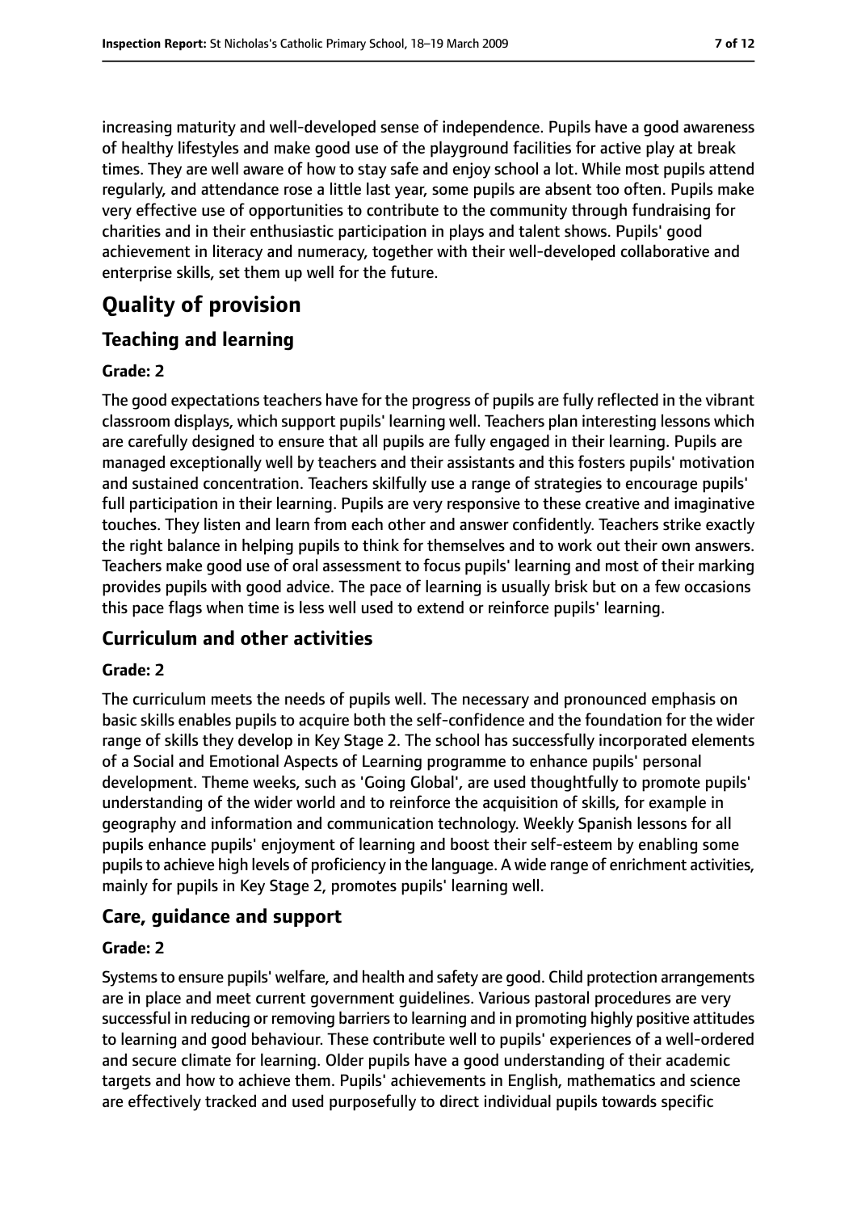increasing maturity and well-developed sense of independence. Pupils have a good awareness of healthy lifestyles and make good use of the playground facilities for active play at break times. They are well aware of how to stay safe and enjoy school a lot. While most pupils attend regularly, and attendance rose a little last year, some pupils are absent too often. Pupils make very effective use of opportunities to contribute to the community through fundraising for charities and in their enthusiastic participation in plays and talent shows. Pupils' good achievement in literacy and numeracy, together with their well-developed collaborative and enterprise skills, set them up well for the future.

# Quality of provision

## Teaching and learning

### Grade: 2

The good expectations teachers have for the progress of pupils are fully reflected in the vibrant classroom displays, which support pupils' learning well. Teachers plan interesting lessons which are carefully designed to ensure that all pupils are fully engaged in their learning. Pupils are managed exceptionally well by teachers and their assistants and this fosters pupils' motivation and sustained concentration. Teachers skilfully use a range of strategies to encourage pupils' full participation in their learning. Pupils are very responsive to these creative and imaginative touches. They listen and learn from each other and answer confidently. Teachers strike exactly the right balance in helping pupils to think for themselves and to work out their own answers. Teachers make good use of oral assessment to focus pupils' learning and most of their marking provides pupils with good advice. The pace of learning is usually brisk but on a few occasions this pace flags when time is less well used to extend or reinforce pupils' learning.

## Curriculum and other activities

### Grade: 2

The curriculum meets the needs of pupils well. The necessary and pronounced emphasis on basic skills enables pupils to acquire both the self-confidence and the foundation for the wider range of skills they develop in Key Stage 2. The school has successfully incorporated elements of a Social and Emotional Aspects of Learning programme to enhance pupils' personal development. Theme weeks, such as 'Going Global', are used thoughtfully to promote pupils' understanding of the wider world and to reinforce the acquisition of skills, for example in geography and information and communication technology. Weekly Spanish lessons for all pupils enhance pupils' enjoyment of learning and boost their self-esteem by enabling some pupils to achieve high levels of proficiency in the language. A wide range of enrichment activities, mainly for pupils in Key Stage 2, promotes pupils' learning well.

## Care, guidance and support

### Grade: 2

Systems to ensure pupils' welfare, and health and safety are good. Child protection arrangements are in place and meet current government guidelines. Various pastoral procedures are very successful in reducing or removing barriers to learning and in promoting highly positive attitudes to learning and good behaviour. These contribute well to pupils' experiences of a well-ordered and secure climate for learning. Older pupils have a good understanding of their academic targets and how to achieve them. Pupils' achievements in English, mathematics and science are effectively tracked and used purposefully to direct individual pupils towards specific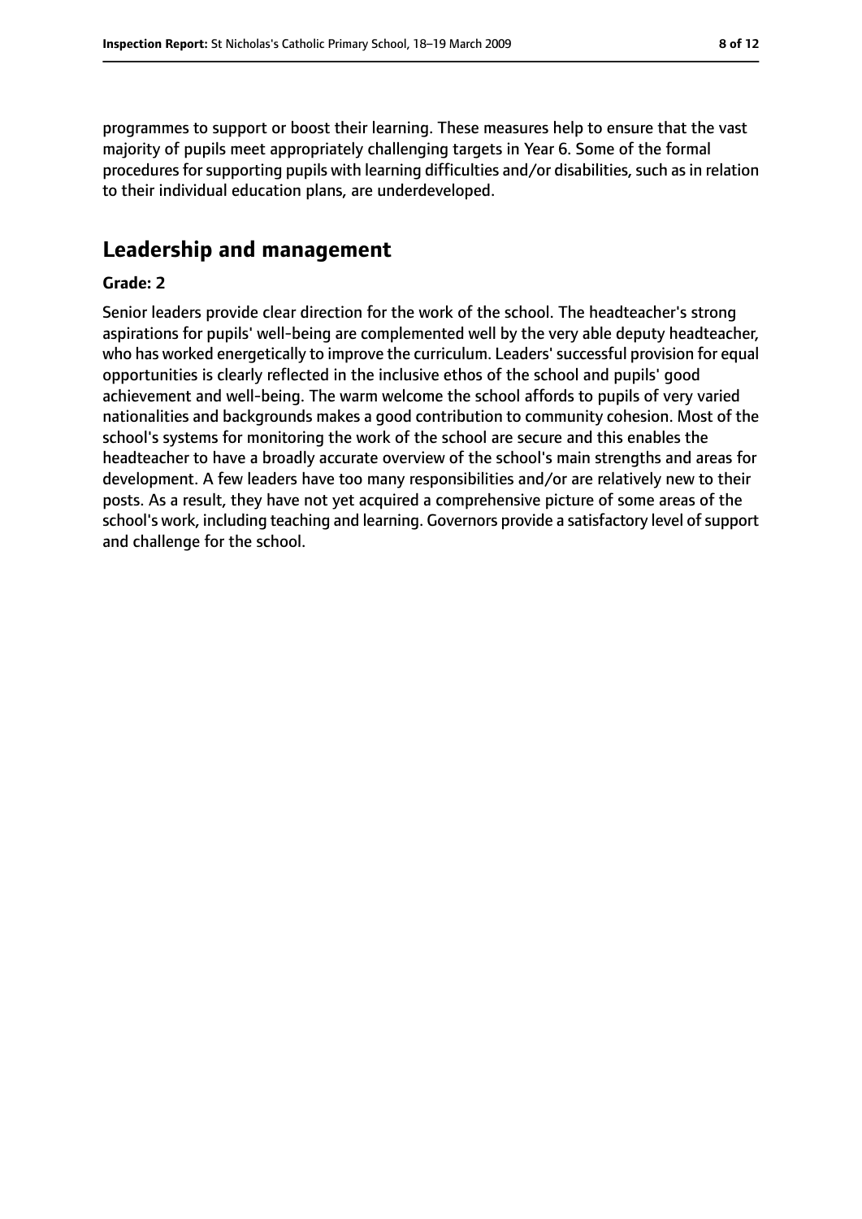programmes to support or boost their learning. These measures help to ensure that the vast majority of pupils meet appropriately challenging targets in Year 6. Some of the formal procedures for supporting pupils with learning difficulties and/or disabilities, such as in relation to their individual education plans, are underdeveloped.

## Leadership and management

**Grade: 2**

Senior leaders provide clear direction for the work of the school. The headteacher's strong aspirations for pupils' well-being are complemented well by the very able deputy headteacher, who has worked energetically to improve the curriculum. Leaders' successful provision for equal opportunities is clearly reflected in the inclusive ethos of the school and pupils' good achievement and well-being. The warm welcome the school affords to pupils of very varied nationalities and backgrounds makes a good contribution to community cohesion. Most of the school's systems for monitoring the work of the school are secure and this enables the headteacher to have a broadly accurate overview of the school's main strengths and areas for development. A few leaders have too many responsibilities and/or are relatively new to their posts. As a result, they have not yet acquired a comprehensive picture of some areas of the school's work, including teaching and learning. Governors provide a satisfactory level of support and challenge for the school.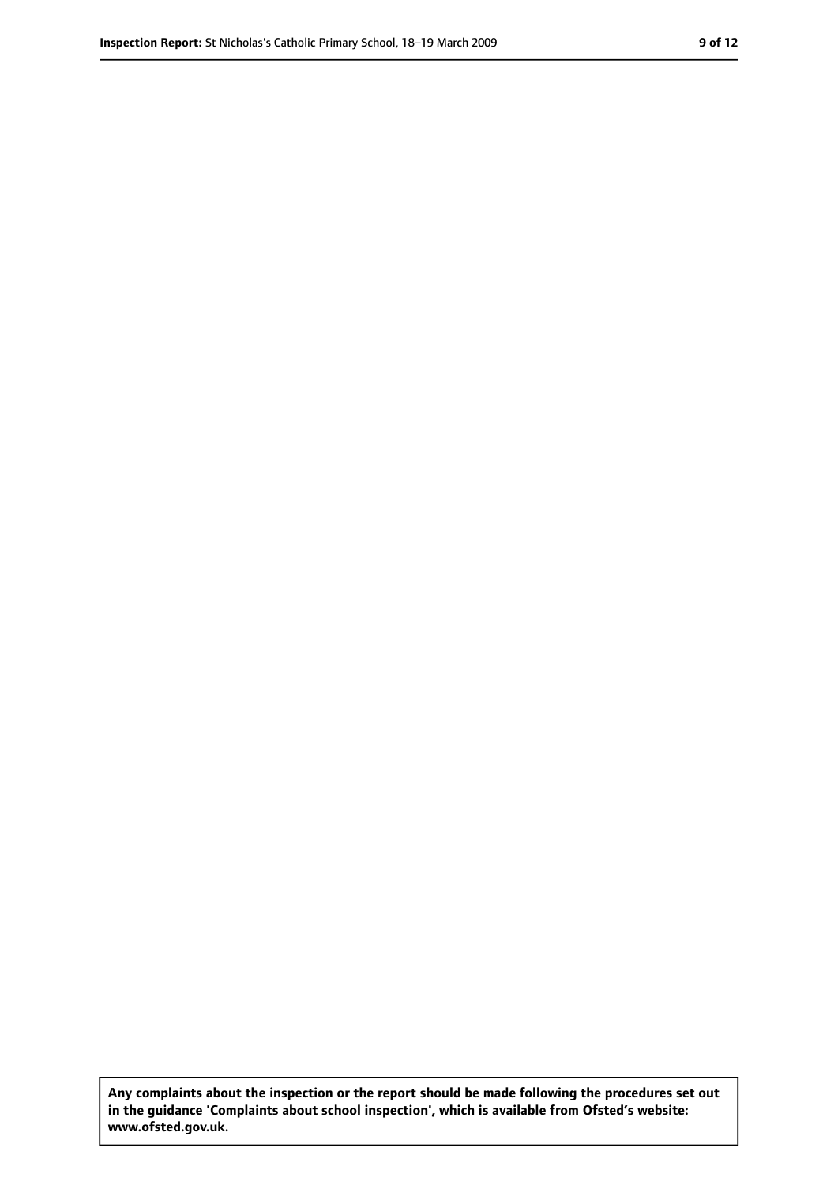**Any complaints about the inspection or the report should be made following the procedures set out in the guidance 'Complaints about school inspection', which is available from Ofsted's website: www.ofsted.gov.uk.**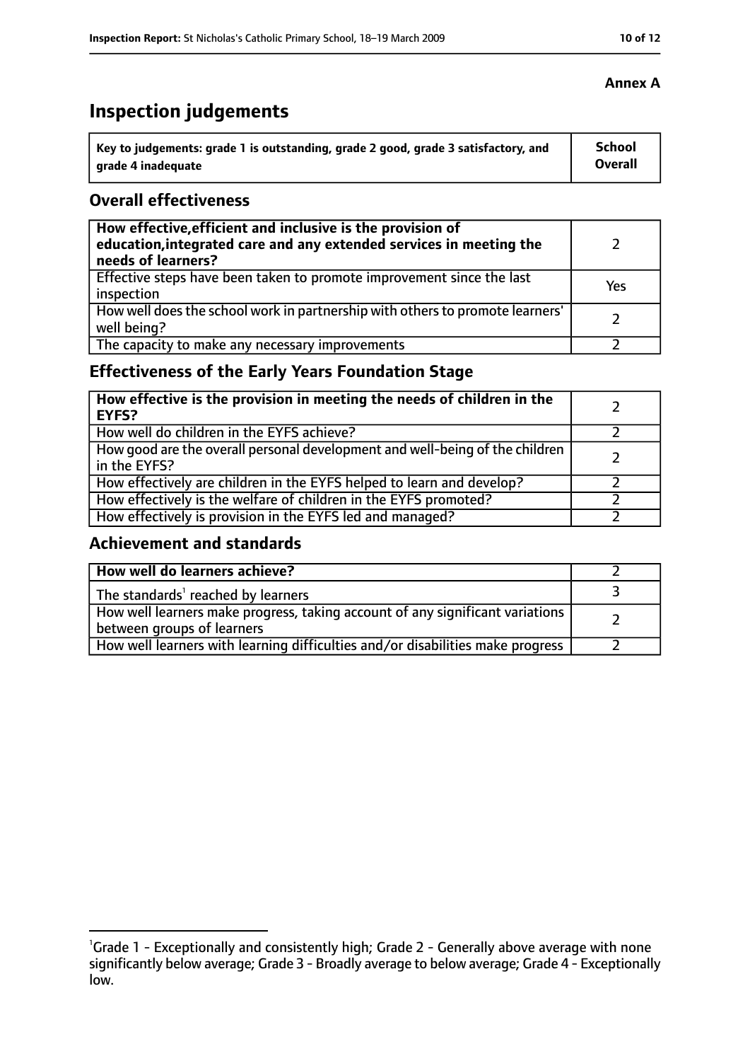**Annex A**

# Inspection judgements

| Key to judgements: grade 1 is outstanding, grade 2 good, grade 3 satisfactory, and grade 4 inadequate | School Overall |
|---|---|

## Overall effectiveness

| | |
|---|---|
| **How effective, efficient and inclusive is the provision of education, integrated care and any extended services in meeting the needs of learners?** | 2 |
| Effective steps have been taken to promote improvement since the last inspection | Yes |
| How well does the school work in partnership with others to promote learners' well being? | 2 |
| The capacity to make any necessary improvements | 2 |

## Effectiveness of the Early Years Foundation Stage

| | |
|---|---|
| **How effective is the provision in meeting the needs of children in the EYFS?** | 2 |
| How well do children in the EYFS achieve? | 2 |
| How good are the overall personal development and well-being of the children in the EYFS? | 2 |
| How effectively are children in the EYFS helped to learn and develop? | 2 |
| How effectively is the welfare of children in the EYFS promoted? | 2 |
| How effectively is provision in the EYFS led and managed? | 2 |

## Achievement and standards

| | |
|---|---|
| **How well do learners achieve?** | 2 |
| The standards[1] reached by learners | 3 |
| How well learners make progress, taking account of any significant variations between groups of learners | 2 |
| How well learners with learning difficulties and/or disabilities make progress | 2 |

[1]Grade 1 - Exceptionally and consistently high; Grade 2 - Generally above average with none significantly below average; Grade 3 - Broadly average to below average; Grade 4 - Exceptionally low.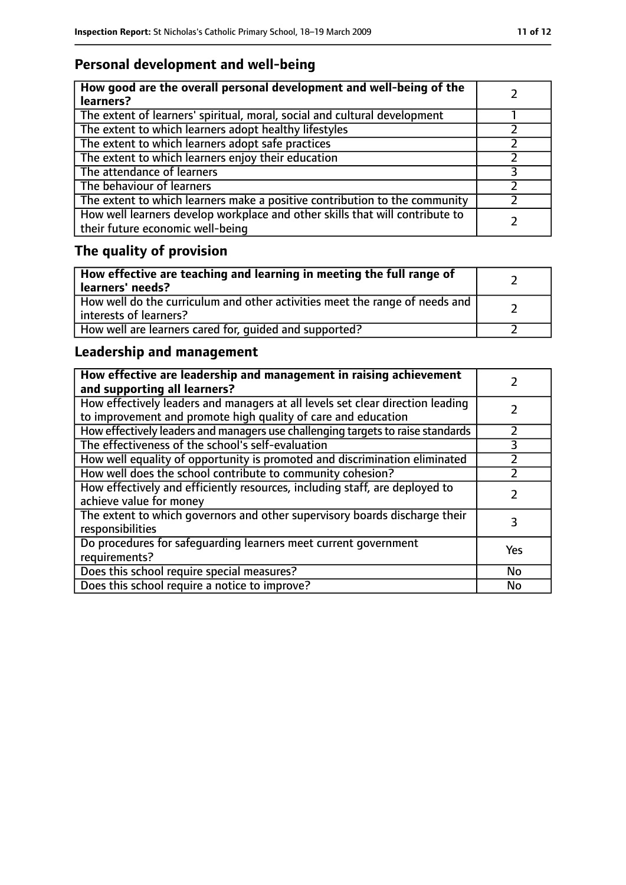## Personal development and well-being

| How good are the overall personal development and well-being of the learners? | 2 |
|---|---|
| The extent of learners' spiritual, moral, social and cultural development | 1 |
| The extent to which learners adopt healthy lifestyles | 2 |
| The extent to which learners adopt safe practices | 2 |
| The extent to which learners enjoy their education | 2 |
| The attendance of learners | 3 |
| The behaviour of learners | 2 |
| The extent to which learners make a positive contribution to the community | 2 |
| How well learners develop workplace and other skills that will contribute to their future economic well-being | 2 |

## The quality of provision

| How effective are teaching and learning in meeting the full range of learners' needs? | 2 |
|---|---|
| How well do the curriculum and other activities meet the range of needs and interests of learners? | 2 |
| How well are learners cared for, guided and supported? | 2 |

## Leadership and management

| How effective are leadership and management in raising achievement and supporting all learners? | 2 |
|---|---|
| How effectively leaders and managers at all levels set clear direction leading to improvement and promote high quality of care and education | 2 |
| How effectively leaders and managers use challenging targets to raise standards | 2 |
| The effectiveness of the school's self-evaluation | 3 |
| How well equality of opportunity is promoted and discrimination eliminated | 2 |
| How well does the school contribute to community cohesion? | 2 |
| How effectively and efficiently resources, including staff, are deployed to achieve value for money | 2 |
| The extent to which governors and other supervisory boards discharge their responsibilities | 3 |
| Do procedures for safeguarding learners meet current government requirements? | Yes |
| Does this school require special measures? | No |
| Does this school require a notice to improve? | No |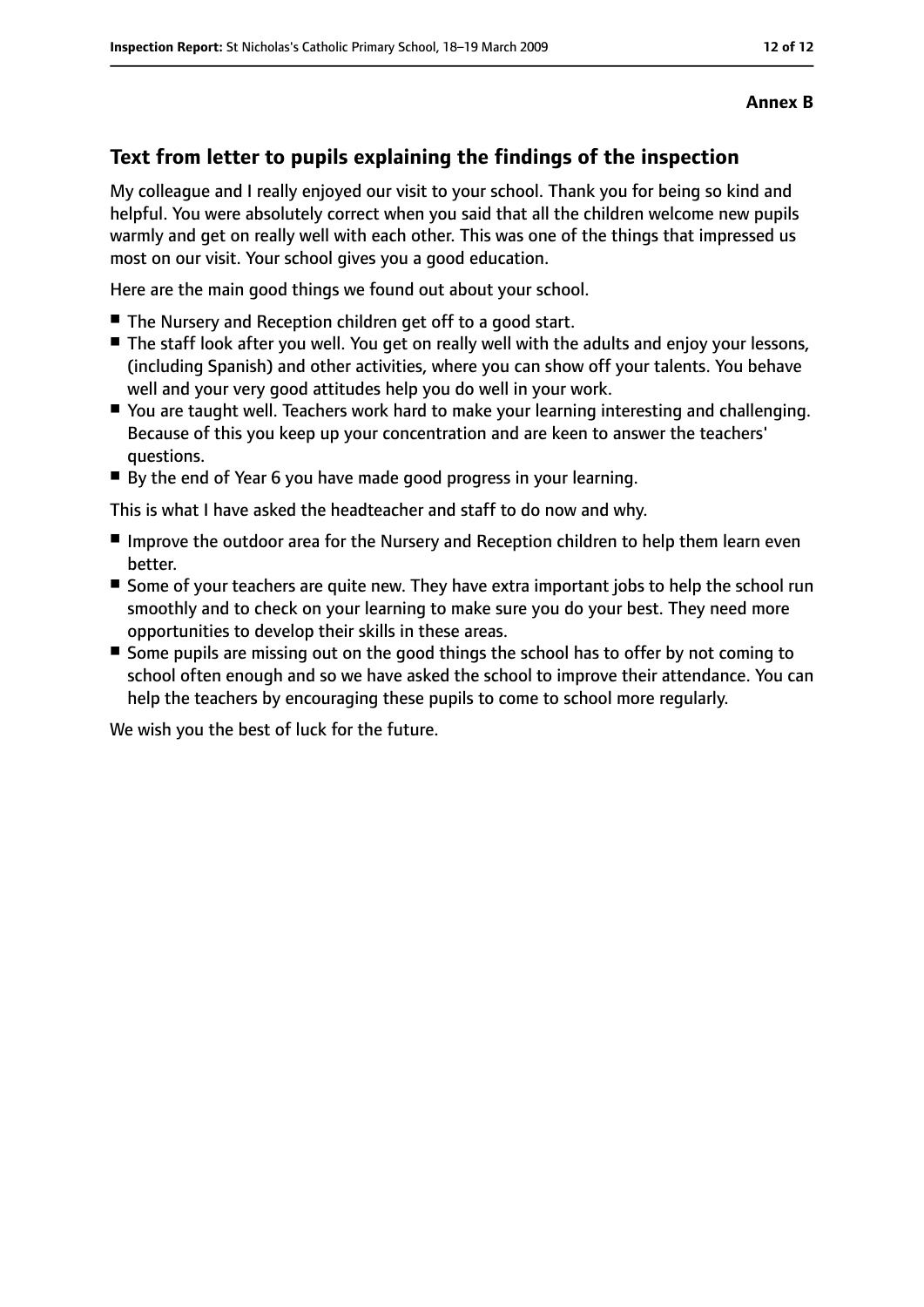**Annex B**

## Text from letter to pupils explaining the findings of the inspection

My colleague and I really enjoyed our visit to your school. Thank you for being so kind and helpful. You were absolutely correct when you said that all the children welcome new pupils warmly and get on really well with each other. This was one of the things that impressed us most on our visit. Your school gives you a good education.

Here are the main good things we found out about your school.

- The Nursery and Reception children get off to a good start.
- The staff look after you well. You get on really well with the adults and enjoy your lessons, (including Spanish) and other activities, where you can show off your talents. You behave well and your very good attitudes help you do well in your work.
- You are taught well. Teachers work hard to make your learning interesting and challenging. Because of this you keep up your concentration and are keen to answer the teachers' questions.
- By the end of Year 6 you have made good progress in your learning.

This is what I have asked the headteacher and staff to do now and why.

- Improve the outdoor area for the Nursery and Reception children to help them learn even better.
- Some of your teachers are quite new. They have extra important jobs to help the school run smoothly and to check on your learning to make sure you do your best. They need more opportunities to develop their skills in these areas.
- Some pupils are missing out on the good things the school has to offer by not coming to school often enough and so we have asked the school to improve their attendance. You can help the teachers by encouraging these pupils to come to school more regularly.

We wish you the best of luck for the future.